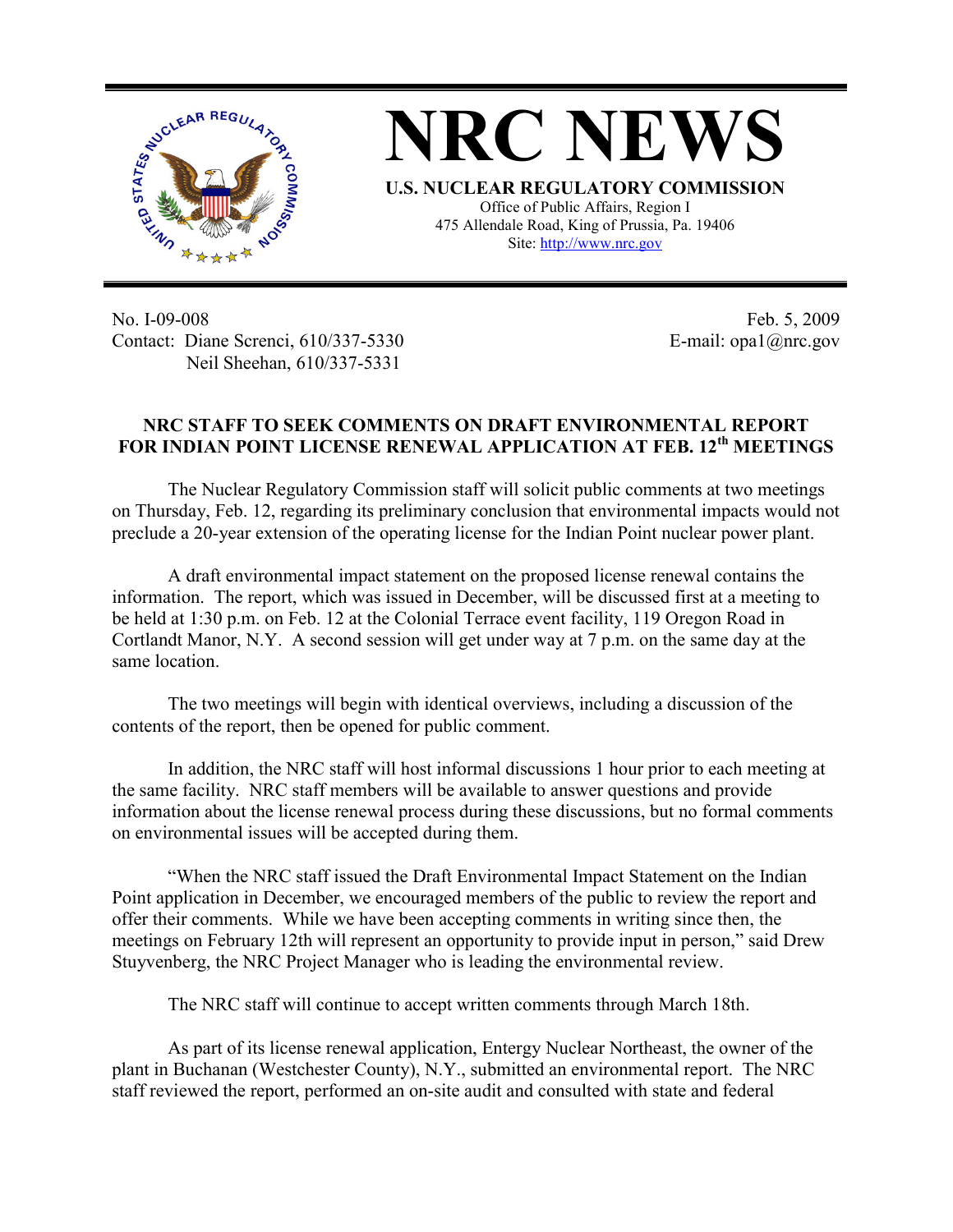# NRC NEWS

**U.S. NUCLEAR REGULATORY COMMISSION**

Office of Public Affairs, Region I
475 Allendale Road, King of Prussia, Pa. 19406
Site: http://www.nrc.gov

No. I-09-008
Contact: Diane Screnci, 610/337-5330
Neil Sheehan, 610/337-5331

Feb. 5, 2009
E-mail: opa1@nrc.gov

## NRC STAFF TO SEEK COMMENTS ON DRAFT ENVIRONMENTAL REPORT FOR INDIAN POINT LICENSE RENEWAL APPLICATION AT FEB. 12th MEETINGS

The Nuclear Regulatory Commission staff will solicit public comments at two meetings on Thursday, Feb. 12, regarding its preliminary conclusion that environmental impacts would not preclude a 20-year extension of the operating license for the Indian Point nuclear power plant.

A draft environmental impact statement on the proposed license renewal contains the information. The report, which was issued in December, will be discussed first at a meeting to be held at 1:30 p.m. on Feb. 12 at the Colonial Terrace event facility, 119 Oregon Road in Cortlandt Manor, N.Y. A second session will get under way at 7 p.m. on the same day at the same location.

The two meetings will begin with identical overviews, including a discussion of the contents of the report, then be opened for public comment.

In addition, the NRC staff will host informal discussions 1 hour prior to each meeting at the same facility. NRC staff members will be available to answer questions and provide information about the license renewal process during these discussions, but no formal comments on environmental issues will be accepted during them.

"When the NRC staff issued the Draft Environmental Impact Statement on the Indian Point application in December, we encouraged members of the public to review the report and offer their comments. While we have been accepting comments in writing since then, the meetings on February 12th will represent an opportunity to provide input in person," said Drew Stuyvenberg, the NRC Project Manager who is leading the environmental review.

The NRC staff will continue to accept written comments through March 18th.

As part of its license renewal application, Entergy Nuclear Northeast, the owner of the plant in Buchanan (Westchester County), N.Y., submitted an environmental report. The NRC staff reviewed the report, performed an on-site audit and consulted with state and federal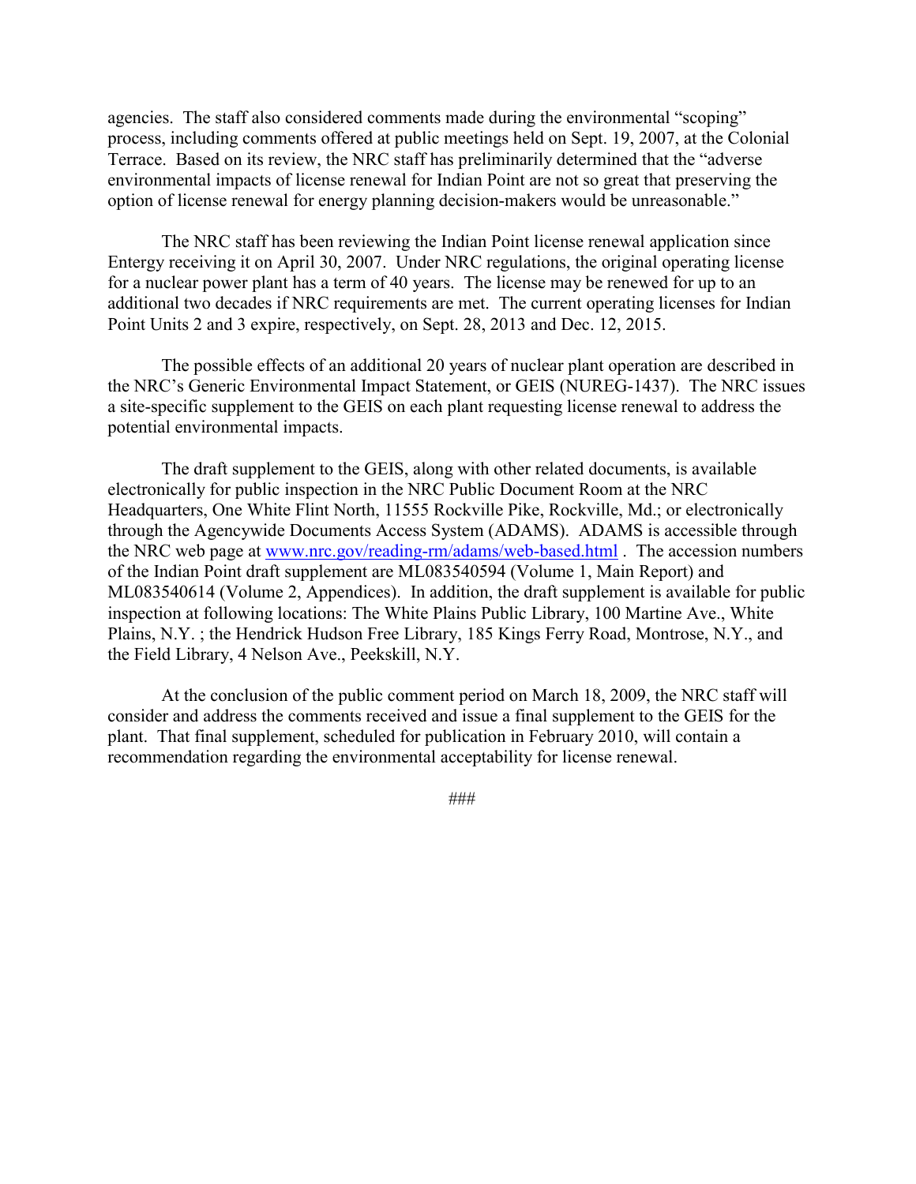agencies. The staff also considered comments made during the environmental "scoping" process, including comments offered at public meetings held on Sept. 19, 2007, at the Colonial Terrace. Based on its review, the NRC staff has preliminarily determined that the "adverse environmental impacts of license renewal for Indian Point are not so great that preserving the option of license renewal for energy planning decision-makers would be unreasonable."

The NRC staff has been reviewing the Indian Point license renewal application since Entergy receiving it on April 30, 2007. Under NRC regulations, the original operating license for a nuclear power plant has a term of 40 years. The license may be renewed for up to an additional two decades if NRC requirements are met. The current operating licenses for Indian Point Units 2 and 3 expire, respectively, on Sept. 28, 2013 and Dec. 12, 2015.

The possible effects of an additional 20 years of nuclear plant operation are described in the NRC's Generic Environmental Impact Statement, or GEIS (NUREG-1437). The NRC issues a site-specific supplement to the GEIS on each plant requesting license renewal to address the potential environmental impacts.

The draft supplement to the GEIS, along with other related documents, is available electronically for public inspection in the NRC Public Document Room at the NRC Headquarters, One White Flint North, 11555 Rockville Pike, Rockville, Md.; or electronically through the Agencywide Documents Access System (ADAMS). ADAMS is accessible through the NRC web page at [www.nrc.gov/reading-rm/adams/web-based.html](www.nrc.gov/reading-rm/adams/web-based.html) . The accession numbers of the Indian Point draft supplement are ML083540594 (Volume 1, Main Report) and ML083540614 (Volume 2, Appendices). In addition, the draft supplement is available for public inspection at following locations: The White Plains Public Library, 100 Martine Ave., White Plains, N.Y. ; the Hendrick Hudson Free Library, 185 Kings Ferry Road, Montrose, N.Y., and the Field Library, 4 Nelson Ave., Peekskill, N.Y.

At the conclusion of the public comment period on March 18, 2009, the NRC staff will consider and address the comments received and issue a final supplement to the GEIS for the plant. That final supplement, scheduled for publication in February 2010, will contain a recommendation regarding the environmental acceptability for license renewal.

###